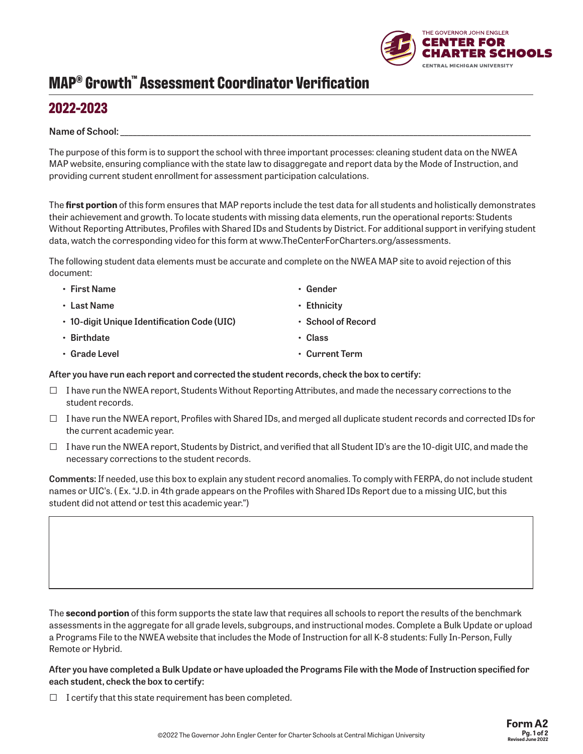# MAP® Growth™ Assessment Coordinator Verification

## 2022-2023

Name of School: ____________________________________________

The purpose of this form is to support the school with three important processes: cleaning student data on the NWEA MAP website, ensuring compliance with the state law to disaggregate and report data by the Mode of Instruction, and providing current student enrollment for assessment participation calculations.

The **first portion** of this form ensures that MAP reports include the test data for all students and holistically demonstrates their achievement and growth. To locate students with missing data elements, run the operational reports: Students Without Reporting Attributes, Profiles with Shared IDs and Students by District. For additional support in verifying student data, watch the corresponding video for this form at www.TheCenterForCharters.org/assessments.

The following student data elements must be accurate and complete on the NWEA MAP site to avoid rejection of this document:

- **First Name**
- **Last Name**
- **10-digit Unique Identification Code (UIC)**
- **Birthdate**
- **Grade Level**
- **Gender**
- **Ethnicity**
- **School of Record**
- **Class**
- **Current Term**

**After you have run each report and corrected the student records, check the box to certify:**

☐ I have run the NWEA report, Students Without Reporting Attributes, and made the necessary corrections to the student records.

☐ I have run the NWEA report, Profiles with Shared IDs, and merged all duplicate student records and corrected IDs for the current academic year.

☐ I have run the NWEA report, Students by District, and verified that all Student ID's are the 10-digit UIC, and made the necessary corrections to the student records.

**Comments:** If needed, use this box to explain any student record anomalies. To comply with FERPA, do not include student names or UIC's. ( Ex. "J.D. in 4th grade appears on the Profiles with Shared IDs Report due to a missing UIC, but this student did not attend or test this academic year.")

| |
|---|
| |

The **second portion** of this form supports the state law that requires all schools to report the results of the benchmark assessments in the aggregate for all grade levels, subgroups, and instructional modes. Complete a Bulk Update or upload a Programs File to the NWEA website that includes the Mode of Instruction for all K-8 students: Fully In-Person, Fully Remote or Hybrid.

**After you have completed a Bulk Update or have uploaded the Programs File with the Mode of Instruction specified for each student, check the box to certify:**

☐ I certify that this state requirement has been completed.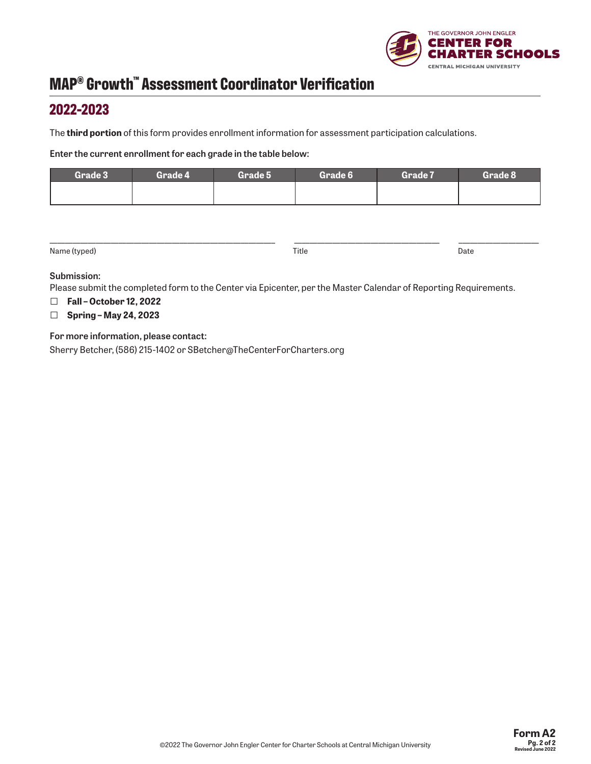# MAP® Growth™ Assessment Coordinator Verification

## 2022-2023

The **third portion** of this form provides enrollment information for assessment participation calculations.

**Enter the current enrollment for each grade in the table below:**

| Grade 3 | Grade 4 | Grade 5 | Grade 6 | Grade 7 | Grade 8 |
|---|---|---|---|---|---|
| | | | | | |

_______________________________ _______________________ _____________

Name (typed) Title Date

**Submission:**

Please submit the completed form to the Center via Epicenter, per the Master Calendar of Reporting Requirements.

☐ **Fall – October 12, 2022**

☐ **Spring – May 24, 2023**

**For more information, please contact:**

Sherry Betcher, (586) 215-1402 or SBetcher@TheCenterForCharters.org

©2022 The Governor John Engler Center for Charter Schools at Central Michigan University

**Form A2**
Revised June 2022